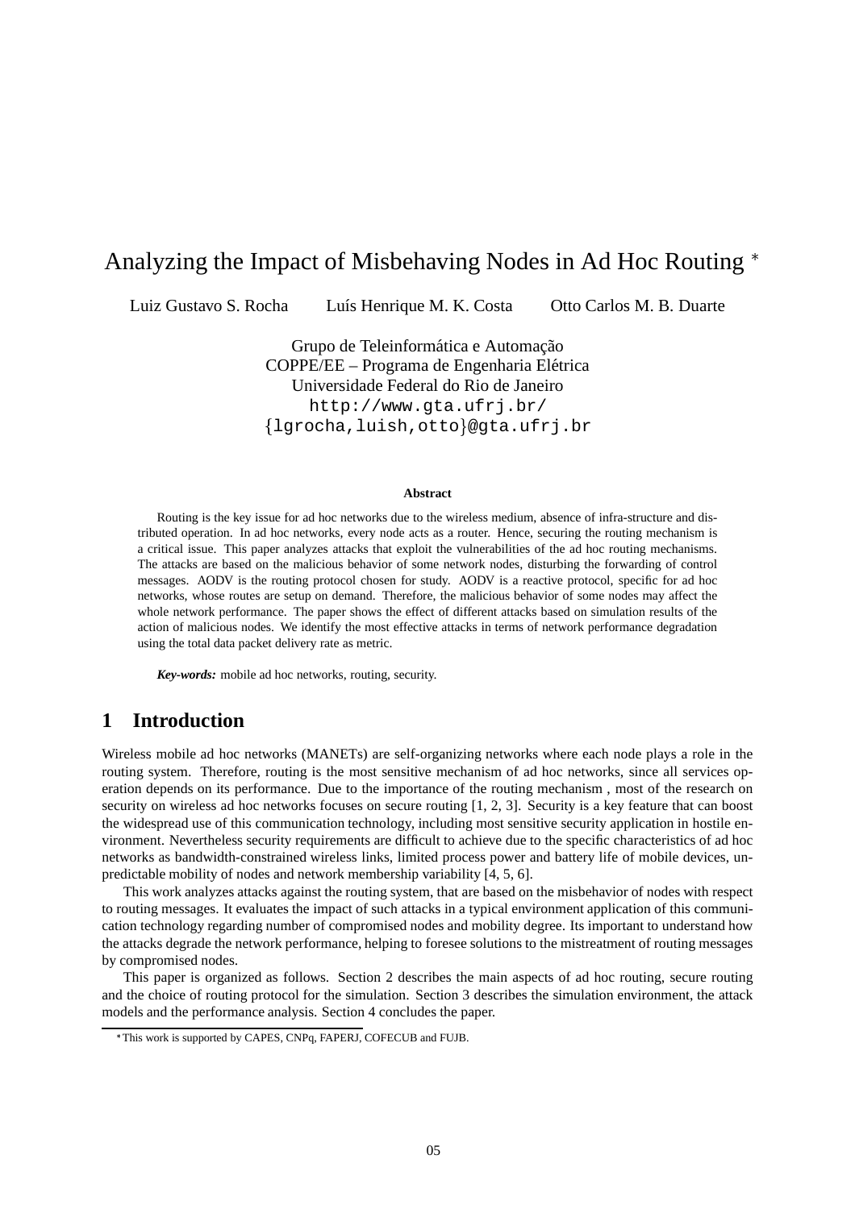# Analyzing the Impact of Misbehaving Nodes in Ad Hoc Routing *

Luiz Gustavo S. Rocha    Luís Henrique M. K. Costa    Otto Carlos M. B. Duarte

Grupo de Teleinformática e Automação
COPPE/EE – Programa de Engenharia Elétrica
Universidade Federal do Rio de Janeiro
http://www.gta.ufrj.br/
{lgrocha,luish,otto}@gta.ufrj.br

**Abstract**

Routing is the key issue for ad hoc networks due to the wireless medium, absence of infra-structure and distributed operation. In ad hoc networks, every node acts as a router. Hence, securing the routing mechanism is a critical issue. This paper analyzes attacks that exploit the vulnerabilities of the ad hoc routing mechanisms. The attacks are based on the malicious behavior of some network nodes, disturbing the forwarding of control messages. AODV is the routing protocol chosen for study. AODV is a reactive protocol, specific for ad hoc networks, whose routes are setup on demand. Therefore, the malicious behavior of some nodes may affect the whole network performance. The paper shows the effect of different attacks based on simulation results of the action of malicious nodes. We identify the most effective attacks in terms of network performance degradation using the total data packet delivery rate as metric.

***Key-words:*** mobile ad hoc networks, routing, security.

## 1 Introduction

Wireless mobile ad hoc networks (MANETs) are self-organizing networks where each node plays a role in the routing system. Therefore, routing is the most sensitive mechanism of ad hoc networks, since all services operation depends on its performance. Due to the importance of the routing mechanism , most of the research on security on wireless ad hoc networks focuses on secure routing [1, 2, 3]. Security is a key feature that can boost the widespread use of this communication technology, including most sensitive security application in hostile environment. Nevertheless security requirements are difficult to achieve due to the specific characteristics of ad hoc networks as bandwidth-constrained wireless links, limited process power and battery life of mobile devices, unpredictable mobility of nodes and network membership variability [4, 5, 6].

This work analyzes attacks against the routing system, that are based on the misbehavior of nodes with respect to routing messages. It evaluates the impact of such attacks in a typical environment application of this communication technology regarding number of compromised nodes and mobility degree. Its important to understand how the attacks degrade the network performance, helping to foresee solutions to the mistreatment of routing messages by compromised nodes.

This paper is organized as follows. Section 2 describes the main aspects of ad hoc routing, secure routing and the choice of routing protocol for the simulation. Section 3 describes the simulation environment, the attack models and the performance analysis. Section 4 concludes the paper.

*This work is supported by CAPES, CNPq, FAPERJ, COFECUB and FUJB.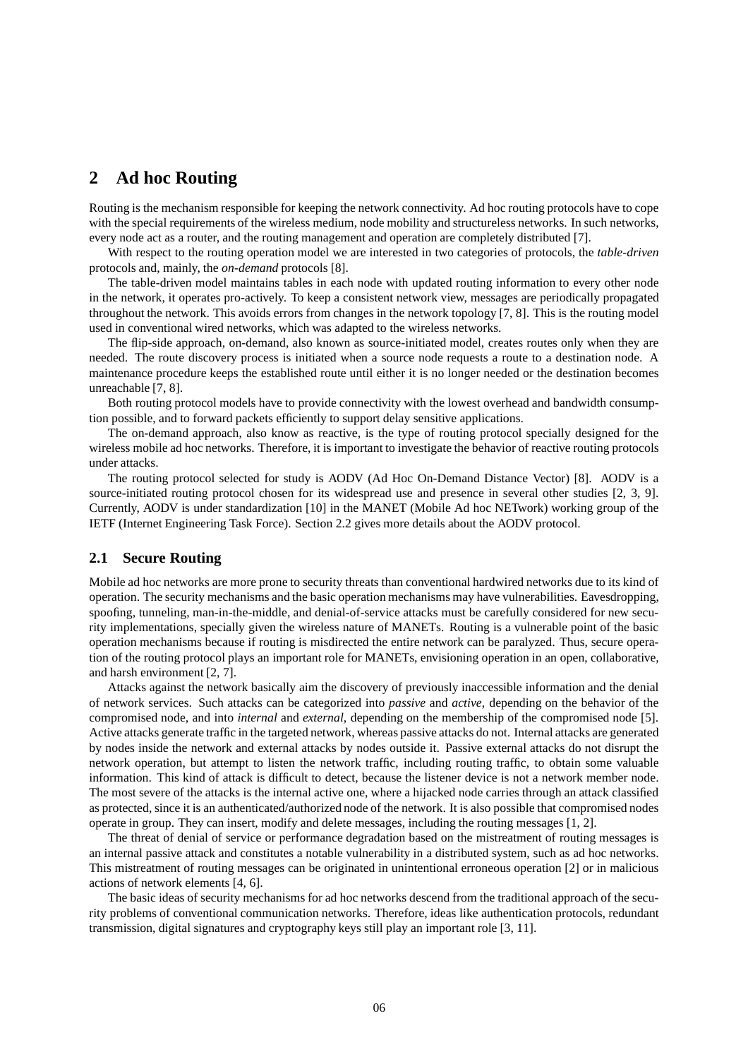## 2 Ad hoc Routing

Routing is the mechanism responsible for keeping the network connectivity. Ad hoc routing protocols have to cope with the special requirements of the wireless medium, node mobility and structureless networks. In such networks, every node act as a router, and the routing management and operation are completely distributed [7].

With respect to the routing operation model we are interested in two categories of protocols, the *table-driven* protocols and, mainly, the *on-demand* protocols [8].

The table-driven model maintains tables in each node with updated routing information to every other node in the network, it operates pro-actively. To keep a consistent network view, messages are periodically propagated throughout the network. This avoids errors from changes in the network topology [7, 8]. This is the routing model used in conventional wired networks, which was adapted to the wireless networks.

The flip-side approach, on-demand, also known as source-initiated model, creates routes only when they are needed. The route discovery process is initiated when a source node requests a route to a destination node. A maintenance procedure keeps the established route until either it is no longer needed or the destination becomes unreachable [7, 8].

Both routing protocol models have to provide connectivity with the lowest overhead and bandwidth consumption possible, and to forward packets efficiently to support delay sensitive applications.

The on-demand approach, also know as reactive, is the type of routing protocol specially designed for the wireless mobile ad hoc networks. Therefore, it is important to investigate the behavior of reactive routing protocols under attacks.

The routing protocol selected for study is AODV (Ad Hoc On-Demand Distance Vector) [8]. AODV is a source-initiated routing protocol chosen for its widespread use and presence in several other studies [2, 3, 9]. Currently, AODV is under standardization [10] in the MANET (Mobile Ad hoc NETwork) working group of the IETF (Internet Engineering Task Force). Section 2.2 gives more details about the AODV protocol.

### 2.1 Secure Routing

Mobile ad hoc networks are more prone to security threats than conventional hardwired networks due to its kind of operation. The security mechanisms and the basic operation mechanisms may have vulnerabilities. Eavesdropping, spoofing, tunneling, man-in-the-middle, and denial-of-service attacks must be carefully considered for new security implementations, specially given the wireless nature of MANETs. Routing is a vulnerable point of the basic operation mechanisms because if routing is misdirected the entire network can be paralyzed. Thus, secure operation of the routing protocol plays an important role for MANETs, envisioning operation in an open, collaborative, and harsh environment [2, 7].

Attacks against the network basically aim the discovery of previously inaccessible information and the denial of network services. Such attacks can be categorized into *passive* and *active*, depending on the behavior of the compromised node, and into *internal* and *external*, depending on the membership of the compromised node [5]. Active attacks generate traffic in the targeted network, whereas passive attacks do not. Internal attacks are generated by nodes inside the network and external attacks by nodes outside it. Passive external attacks do not disrupt the network operation, but attempt to listen the network traffic, including routing traffic, to obtain some valuable information. This kind of attack is difficult to detect, because the listener device is not a network member node. The most severe of the attacks is the internal active one, where a hijacked node carries through an attack classified as protected, since it is an authenticated/authorized node of the network. It is also possible that compromised nodes operate in group. They can insert, modify and delete messages, including the routing messages [1, 2].

The threat of denial of service or performance degradation based on the mistreatment of routing messages is an internal passive attack and constitutes a notable vulnerability in a distributed system, such as ad hoc networks. This mistreatment of routing messages can be originated in unintentional erroneous operation [2] or in malicious actions of network elements [4, 6].

The basic ideas of security mechanisms for ad hoc networks descend from the traditional approach of the security problems of conventional communication networks. Therefore, ideas like authentication protocols, redundant transmission, digital signatures and cryptography keys still play an important role [3, 11].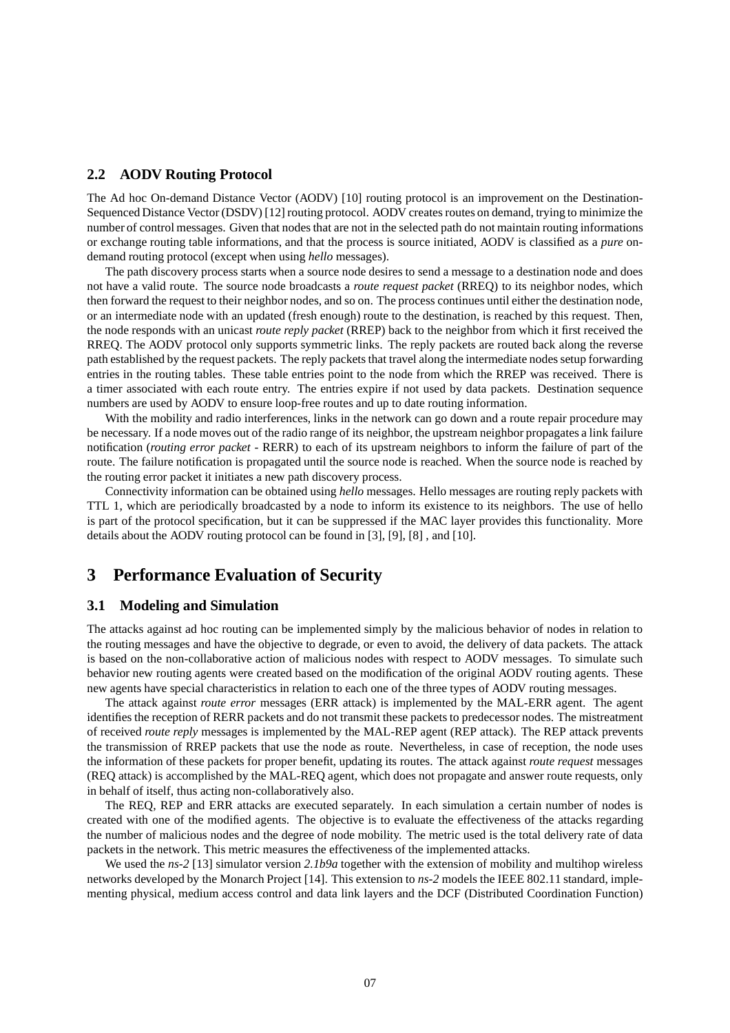## 2.2 AODV Routing Protocol

The Ad hoc On-demand Distance Vector (AODV) [10] routing protocol is an improvement on the Destination-Sequenced Distance Vector (DSDV) [12] routing protocol. AODV creates routes on demand, trying to minimize the number of control messages. Given that nodes that are not in the selected path do not maintain routing informations or exchange routing table informations, and that the process is source initiated, AODV is classified as a *pure* on-demand routing protocol (except when using *hello* messages).

The path discovery process starts when a source node desires to send a message to a destination node and does not have a valid route. The source node broadcasts a *route request packet* (RREQ) to its neighbor nodes, which then forward the request to their neighbor nodes, and so on. The process continues until either the destination node, or an intermediate node with an updated (fresh enough) route to the destination, is reached by this request. Then, the node responds with an unicast *route reply packet* (RREP) back to the neighbor from which it first received the RREQ. The AODV protocol only supports symmetric links. The reply packets are routed back along the reverse path established by the request packets. The reply packets that travel along the intermediate nodes setup forwarding entries in the routing tables. These table entries point to the node from which the RREP was received. There is a timer associated with each route entry. The entries expire if not used by data packets. Destination sequence numbers are used by AODV to ensure loop-free routes and up to date routing information.

With the mobility and radio interferences, links in the network can go down and a route repair procedure may be necessary. If a node moves out of the radio range of its neighbor, the upstream neighbor propagates a link failure notification (*routing error packet* - RERR) to each of its upstream neighbors to inform the failure of part of the route. The failure notification is propagated until the source node is reached. When the source node is reached by the routing error packet it initiates a new path discovery process.

Connectivity information can be obtained using *hello* messages. Hello messages are routing reply packets with TTL 1, which are periodically broadcasted by a node to inform its existence to its neighbors. The use of hello is part of the protocol specification, but it can be suppressed if the MAC layer provides this functionality. More details about the AODV routing protocol can be found in [3], [9], [8] , and [10].

# 3 Performance Evaluation of Security

## 3.1 Modeling and Simulation

The attacks against ad hoc routing can be implemented simply by the malicious behavior of nodes in relation to the routing messages and have the objective to degrade, or even to avoid, the delivery of data packets. The attack is based on the non-collaborative action of malicious nodes with respect to AODV messages. To simulate such behavior new routing agents were created based on the modification of the original AODV routing agents. These new agents have special characteristics in relation to each one of the three types of AODV routing messages.

The attack against *route error* messages (ERR attack) is implemented by the MAL-ERR agent. The agent identifies the reception of RERR packets and do not transmit these packets to predecessor nodes. The mistreatment of received *route reply* messages is implemented by the MAL-REP agent (REP attack). The REP attack prevents the transmission of RREP packets that use the node as route. Nevertheless, in case of reception, the node uses the information of these packets for proper benefit, updating its routes. The attack against *route request* messages (REQ attack) is accomplished by the MAL-REQ agent, which does not propagate and answer route requests, only in behalf of itself, thus acting non-collaboratively also.

The REQ, REP and ERR attacks are executed separately. In each simulation a certain number of nodes is created with one of the modified agents. The objective is to evaluate the effectiveness of the attacks regarding the number of malicious nodes and the degree of node mobility. The metric used is the total delivery rate of data packets in the network. This metric measures the effectiveness of the implemented attacks.

We used the *ns-2* [13] simulator version *2.1b9a* together with the extension of mobility and multihop wireless networks developed by the Monarch Project [14]. This extension to *ns-2* models the IEEE 802.11 standard, implementing physical, medium access control and data link layers and the DCF (Distributed Coordination Function)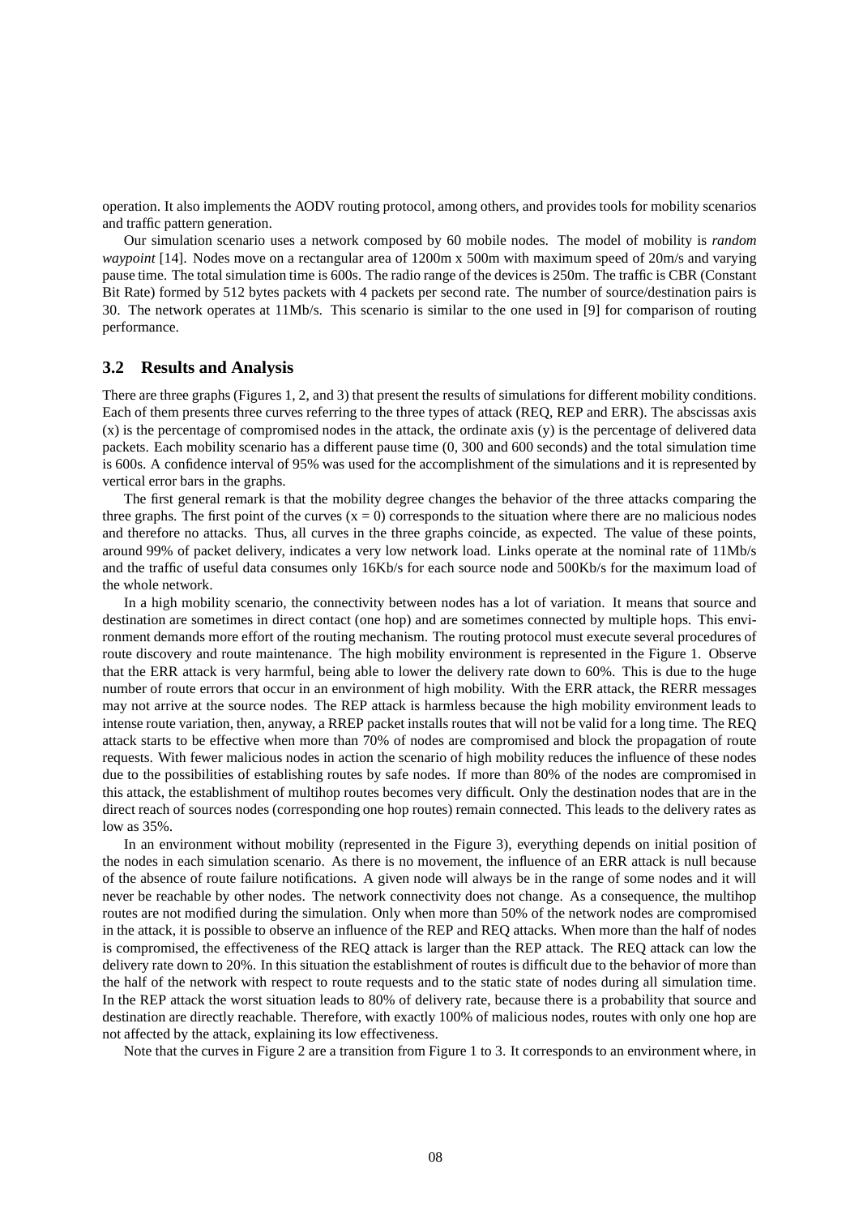operation. It also implements the AODV routing protocol, among others, and provides tools for mobility scenarios and traffic pattern generation.

Our simulation scenario uses a network composed by 60 mobile nodes. The model of mobility is *random waypoint* [14]. Nodes move on a rectangular area of 1200m x 500m with maximum speed of 20m/s and varying pause time. The total simulation time is 600s. The radio range of the devices is 250m. The traffic is CBR (Constant Bit Rate) formed by 512 bytes packets with 4 packets per second rate. The number of source/destination pairs is 30. The network operates at 11Mb/s. This scenario is similar to the one used in [9] for comparison of routing performance.

### 3.2 Results and Analysis

There are three graphs (Figures 1, 2, and 3) that present the results of simulations for different mobility conditions. Each of them presents three curves referring to the three types of attack (REQ, REP and ERR). The abscissas axis (x) is the percentage of compromised nodes in the attack, the ordinate axis (y) is the percentage of delivered data packets. Each mobility scenario has a different pause time (0, 300 and 600 seconds) and the total simulation time is 600s. A confidence interval of 95% was used for the accomplishment of the simulations and it is represented by vertical error bars in the graphs.

The first general remark is that the mobility degree changes the behavior of the three attacks comparing the three graphs. The first point of the curves ($x = 0$) corresponds to the situation where there are no malicious nodes and therefore no attacks. Thus, all curves in the three graphs coincide, as expected. The value of these points, around 99% of packet delivery, indicates a very low network load. Links operate at the nominal rate of 11Mb/s and the traffic of useful data consumes only 16Kb/s for each source node and 500Kb/s for the maximum load of the whole network.

In a high mobility scenario, the connectivity between nodes has a lot of variation. It means that source and destination are sometimes in direct contact (one hop) and are sometimes connected by multiple hops. This environment demands more effort of the routing mechanism. The routing protocol must execute several procedures of route discovery and route maintenance. The high mobility environment is represented in the Figure 1. Observe that the ERR attack is very harmful, being able to lower the delivery rate down to 60%. This is due to the huge number of route errors that occur in an environment of high mobility. With the ERR attack, the RERR messages may not arrive at the source nodes. The REP attack is harmless because the high mobility environment leads to intense route variation, then, anyway, a RREP packet installs routes that will not be valid for a long time. The REQ attack starts to be effective when more than 70% of nodes are compromised and block the propagation of route requests. With fewer malicious nodes in action the scenario of high mobility reduces the influence of these nodes due to the possibilities of establishing routes by safe nodes. If more than 80% of the nodes are compromised in this attack, the establishment of multihop routes becomes very difficult. Only the destination nodes that are in the direct reach of sources nodes (corresponding one hop routes) remain connected. This leads to the delivery rates as low as 35%.

In an environment without mobility (represented in the Figure 3), everything depends on initial position of the nodes in each simulation scenario. As there is no movement, the influence of an ERR attack is null because of the absence of route failure notifications. A given node will always be in the range of some nodes and it will never be reachable by other nodes. The network connectivity does not change. As a consequence, the multihop routes are not modified during the simulation. Only when more than 50% of the network nodes are compromised in the attack, it is possible to observe an influence of the REP and REQ attacks. When more than the half of nodes is compromised, the effectiveness of the REQ attack is larger than the REP attack. The REQ attack can low the delivery rate down to 20%. In this situation the establishment of routes is difficult due to the behavior of more than the half of the network with respect to route requests and to the static state of nodes during all simulation time. In the REP attack the worst situation leads to 80% of delivery rate, because there is a probability that source and destination are directly reachable. Therefore, with exactly 100% of malicious nodes, routes with only one hop are not affected by the attack, explaining its low effectiveness.

Note that the curves in Figure 2 are a transition from Figure 1 to 3. It corresponds to an environment where, in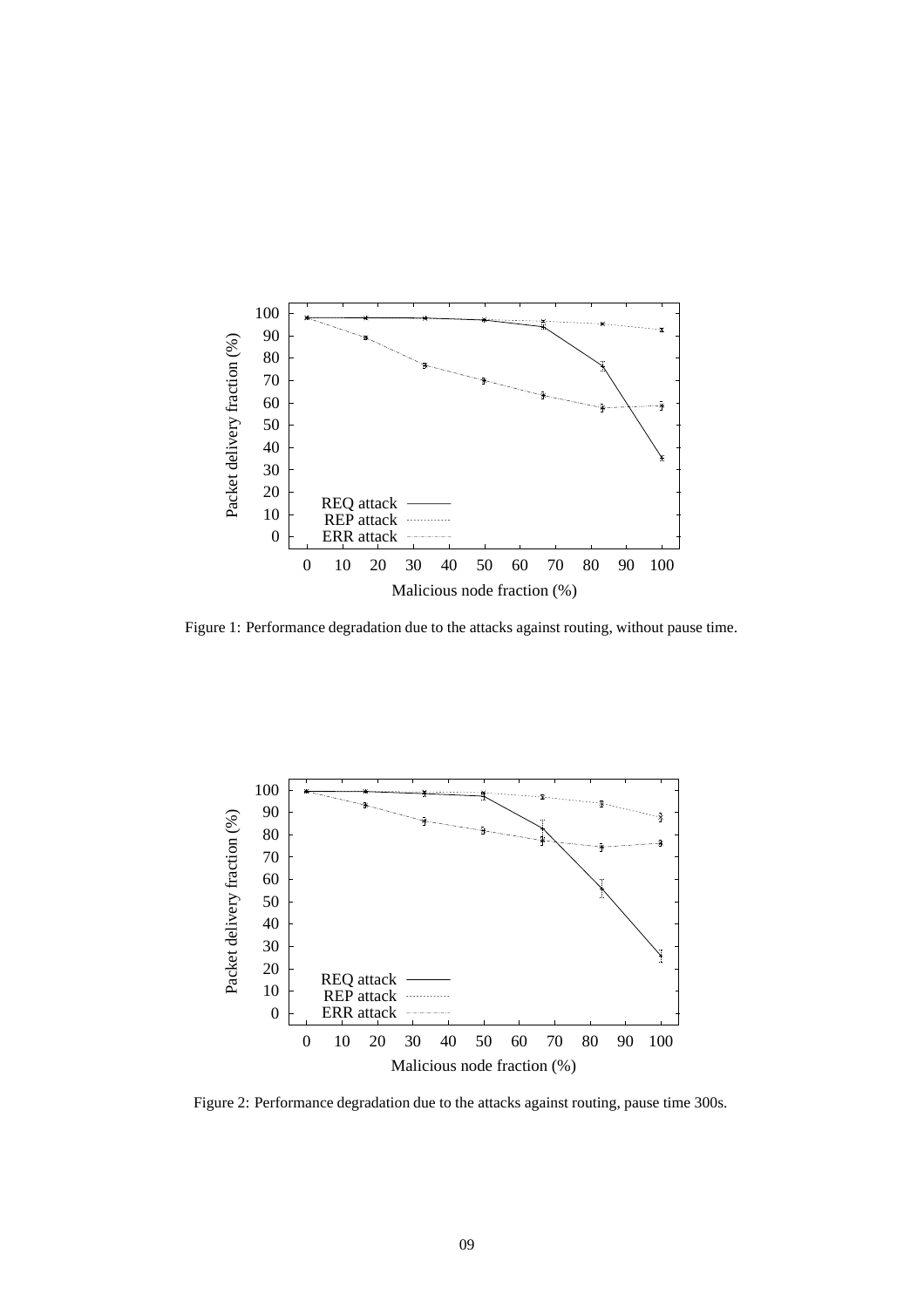Figure 1: Performance degradation due to the attacks against routing, without pause time.

Figure 2: Performance degradation due to the attacks against routing, pause time 300s.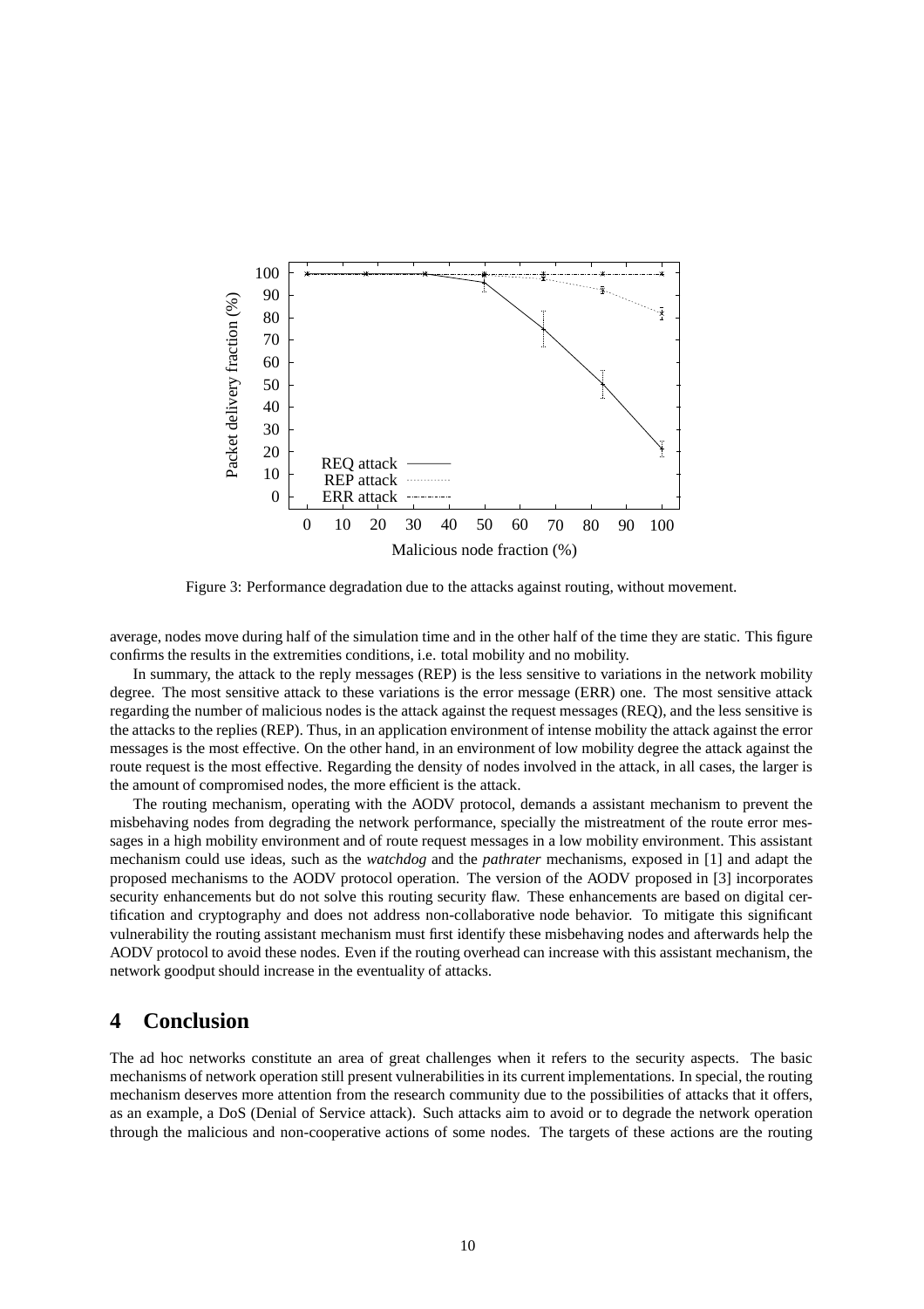Figure 3: Performance degradation due to the attacks against routing, without movement.

average, nodes move during half of the simulation time and in the other half of the time they are static. This figure confirms the results in the extremities conditions, i.e. total mobility and no mobility.

In summary, the attack to the reply messages (REP) is the less sensitive to variations in the network mobility degree. The most sensitive attack to these variations is the error message (ERR) one. The most sensitive attack regarding the number of malicious nodes is the attack against the request messages (REQ), and the less sensitive is the attacks to the replies (REP). Thus, in an application environment of intense mobility the attack against the error messages is the most effective. On the other hand, in an environment of low mobility degree the attack against the route request is the most effective. Regarding the density of nodes involved in the attack, in all cases, the larger is the amount of compromised nodes, the more efficient is the attack.

The routing mechanism, operating with the AODV protocol, demands a assistant mechanism to prevent the misbehaving nodes from degrading the network performance, specially the mistreatment of the route error messages in a high mobility environment and of route request messages in a low mobility environment. This assistant mechanism could use ideas, such as the *watchdog* and the *pathrater* mechanisms, exposed in [1] and adapt the proposed mechanisms to the AODV protocol operation. The version of the AODV proposed in [3] incorporates security enhancements but do not solve this routing security flaw. These enhancements are based on digital certification and cryptography and does not address non-collaborative node behavior. To mitigate this significant vulnerability the routing assistant mechanism must first identify these misbehaving nodes and afterwards help the AODV protocol to avoid these nodes. Even if the routing overhead can increase with this assistant mechanism, the network goodput should increase in the eventuality of attacks.

# 4 Conclusion

The ad hoc networks constitute an area of great challenges when it refers to the security aspects. The basic mechanisms of network operation still present vulnerabilities in its current implementations. In special, the routing mechanism deserves more attention from the research community due to the possibilities of attacks that it offers, as an example, a DoS (Denial of Service attack). Such attacks aim to avoid or to degrade the network operation through the malicious and non-cooperative actions of some nodes. The targets of these actions are the routing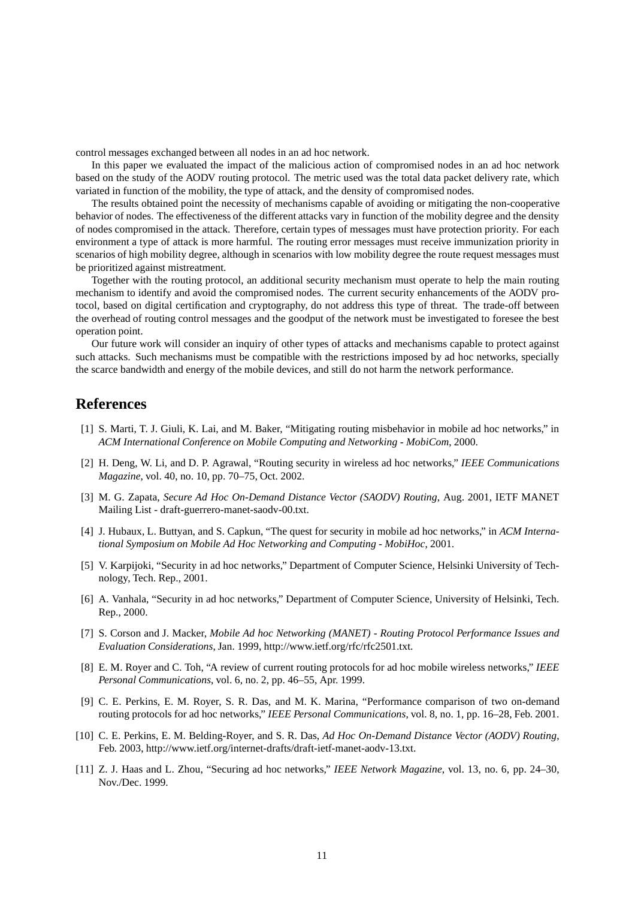control messages exchanged between all nodes in an ad hoc network.

In this paper we evaluated the impact of the malicious action of compromised nodes in an ad hoc network based on the study of the AODV routing protocol. The metric used was the total data packet delivery rate, which variated in function of the mobility, the type of attack, and the density of compromised nodes.

The results obtained point the necessity of mechanisms capable of avoiding or mitigating the non-cooperative behavior of nodes. The effectiveness of the different attacks vary in function of the mobility degree and the density of nodes compromised in the attack. Therefore, certain types of messages must have protection priority. For each environment a type of attack is more harmful. The routing error messages must receive immunization priority in scenarios of high mobility degree, although in scenarios with low mobility degree the route request messages must be prioritized against mistreatment.

Together with the routing protocol, an additional security mechanism must operate to help the main routing mechanism to identify and avoid the compromised nodes. The current security enhancements of the AODV protocol, based on digital certification and cryptography, do not address this type of threat. The trade-off between the overhead of routing control messages and the goodput of the network must be investigated to foresee the best operation point.

Our future work will consider an inquiry of other types of attacks and mechanisms capable to protect against such attacks. Such mechanisms must be compatible with the restrictions imposed by ad hoc networks, specially the scarce bandwidth and energy of the mobile devices, and still do not harm the network performance.

# References

[1] S. Marti, T. J. Giuli, K. Lai, and M. Baker, "Mitigating routing misbehavior in mobile ad hoc networks," in *ACM International Conference on Mobile Computing and Networking - MobiCom*, 2000.

[2] H. Deng, W. Li, and D. P. Agrawal, "Routing security in wireless ad hoc networks," *IEEE Communications Magazine*, vol. 40, no. 10, pp. 70–75, Oct. 2002.

[3] M. G. Zapata, *Secure Ad Hoc On-Demand Distance Vector (SAODV) Routing*, Aug. 2001, IETF MANET Mailing List - draft-guerrero-manet-saodv-00.txt.

[4] J. Hubaux, L. Buttyan, and S. Capkun, "The quest for security in mobile ad hoc networks," in *ACM International Symposium on Mobile Ad Hoc Networking and Computing - MobiHoc*, 2001.

[5] V. Karpijoki, "Security in ad hoc networks," Department of Computer Science, Helsinki University of Technology, Tech. Rep., 2001.

[6] A. Vanhala, "Security in ad hoc networks," Department of Computer Science, University of Helsinki, Tech. Rep., 2000.

[7] S. Corson and J. Macker, *Mobile Ad hoc Networking (MANET) - Routing Protocol Performance Issues and Evaluation Considerations*, Jan. 1999, http://www.ietf.org/rfc/rfc2501.txt.

[8] E. M. Royer and C. Toh, "A review of current routing protocols for ad hoc mobile wireless networks," *IEEE Personal Communications*, vol. 6, no. 2, pp. 46–55, Apr. 1999.

[9] C. E. Perkins, E. M. Royer, S. R. Das, and M. K. Marina, "Performance comparison of two on-demand routing protocols for ad hoc networks," *IEEE Personal Communications*, vol. 8, no. 1, pp. 16–28, Feb. 2001.

[10] C. E. Perkins, E. M. Belding-Royer, and S. R. Das, *Ad Hoc On-Demand Distance Vector (AODV) Routing*, Feb. 2003, http://www.ietf.org/internet-drafts/draft-ietf-manet-aodv-13.txt.

[11] Z. J. Haas and L. Zhou, "Securing ad hoc networks," *IEEE Network Magazine*, vol. 13, no. 6, pp. 24–30, Nov./Dec. 1999.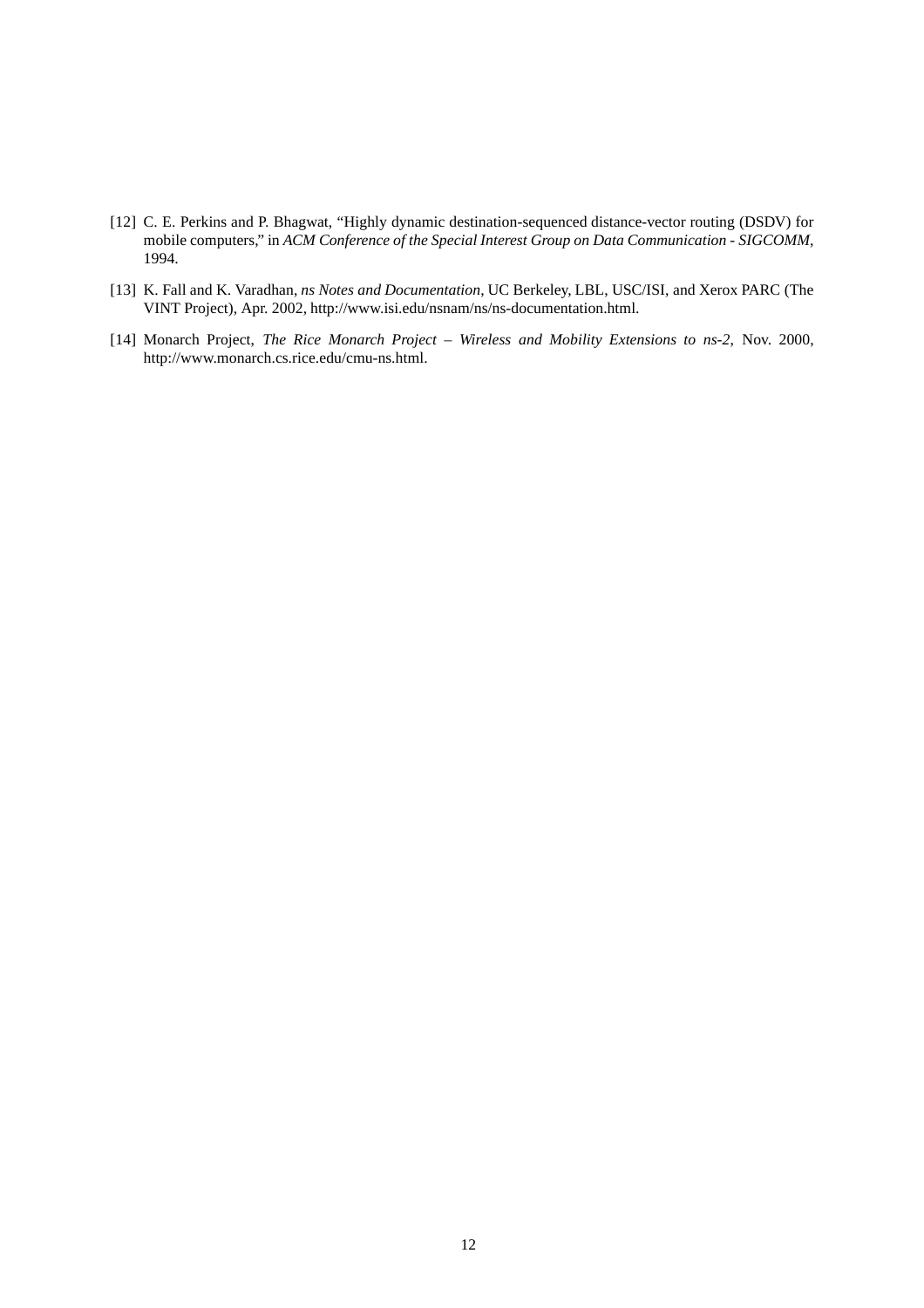[12] C. E. Perkins and P. Bhagwat, “Highly dynamic destination-sequenced distance-vector routing (DSDV) for mobile computers,” in *ACM Conference of the Special Interest Group on Data Communication - SIGCOMM*, 1994.

[13] K. Fall and K. Varadhan, *ns Notes and Documentation*, UC Berkeley, LBL, USC/ISI, and Xerox PARC (The VINT Project), Apr. 2002, http://www.isi.edu/nsnam/ns/ns-documentation.html.

[14] Monarch Project, *The Rice Monarch Project – Wireless and Mobility Extensions to ns-2*, Nov. 2000, http://www.monarch.cs.rice.edu/cmu-ns.html.